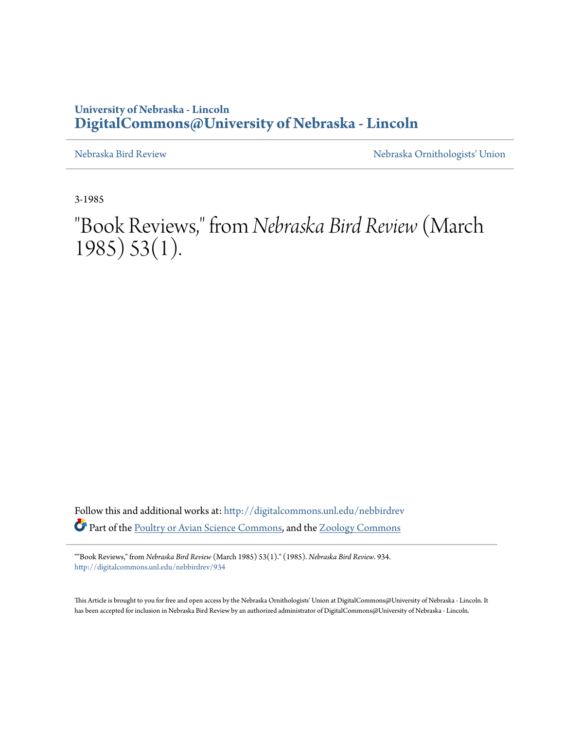University of Nebraska - Lincoln
**DigitalCommons@University of Nebraska - Lincoln**

Nebraska Bird Review | Nebraska Ornithologists' Union

3-1985

# "Book Reviews," from *Nebraska Bird Review* (March 1985) 53(1).

Follow this and additional works at: http://digitalcommons.unl.edu/nebbirdrev

Part of the Poultry or Avian Science Commons, and the Zoology Commons

""Book Reviews," from *Nebraska Bird Review* (March 1985) 53(1)." (1985). *Nebraska Bird Review*. 934.
http://digitalcommons.unl.edu/nebbirdrev/934

This Article is brought to you for free and open access by the Nebraska Ornithologists' Union at DigitalCommons@University of Nebraska - Lincoln. It has been accepted for inclusion in Nebraska Bird Review by an authorized administrator of DigitalCommons@University of Nebraska - Lincoln.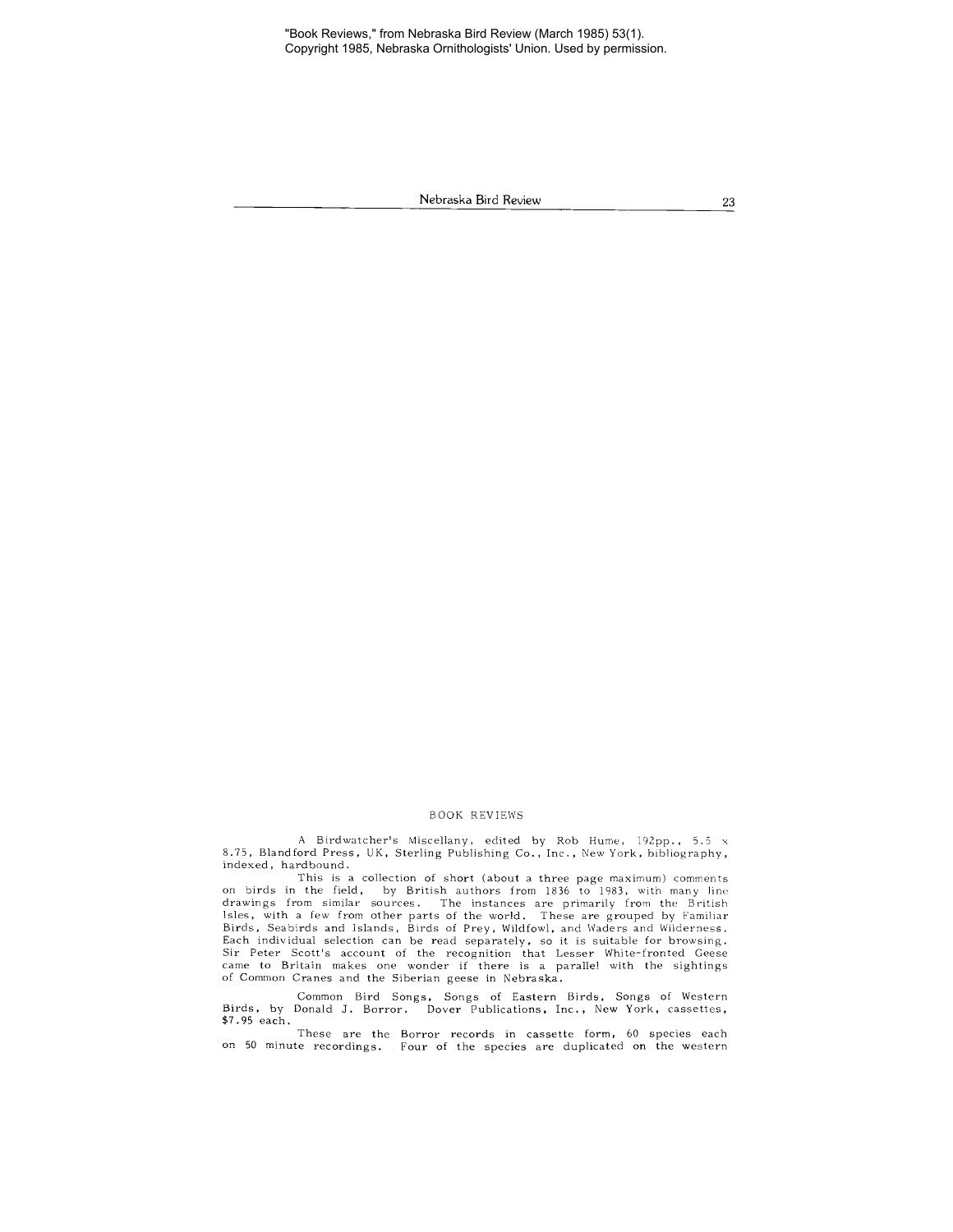"Book Reviews," from Nebraska Bird Review (March 1985) 53(1). Copyright 1985, Nebraska Ornithologists' Union. Used by permission.

## BOOK REVIEWS

A Birdwatcher's Miscellany, edited by Rob Hume, 192pp., 5.5 x 8.75, Blandford Press, UK, Sterling Publishing Co., Inc., New York, bibliography, indexed, hardbound.

This is a collection of short (about a three page maximum) comments on birds in the field, by British authors from 1836 to 1983, with many line drawings from similar sources. The instances are primarily from the British Isles, with a few from other parts of the world. These are grouped by Familiar Birds, Seabirds and Islands, Birds of Prey, Wildfowl, and Waders and Wilderness. Each individual selection can be read separately, so it is suitable for browsing. Sir Peter Scott's account of the recognition that Lesser White-fronted Geese came to Britain makes one wonder if there is a parallel with the sightings of Common Cranes and the Siberian geese in Nebraska.

Common Bird Songs, Songs of Eastern Birds, Songs of Western Birds, by Donald J. Borror. Dover Publications, Inc., New York, cassettes, $7.95 each.

These are the Borror records in cassette form, 60 species each on 50 minute recordings. Four of the species are duplicated on the western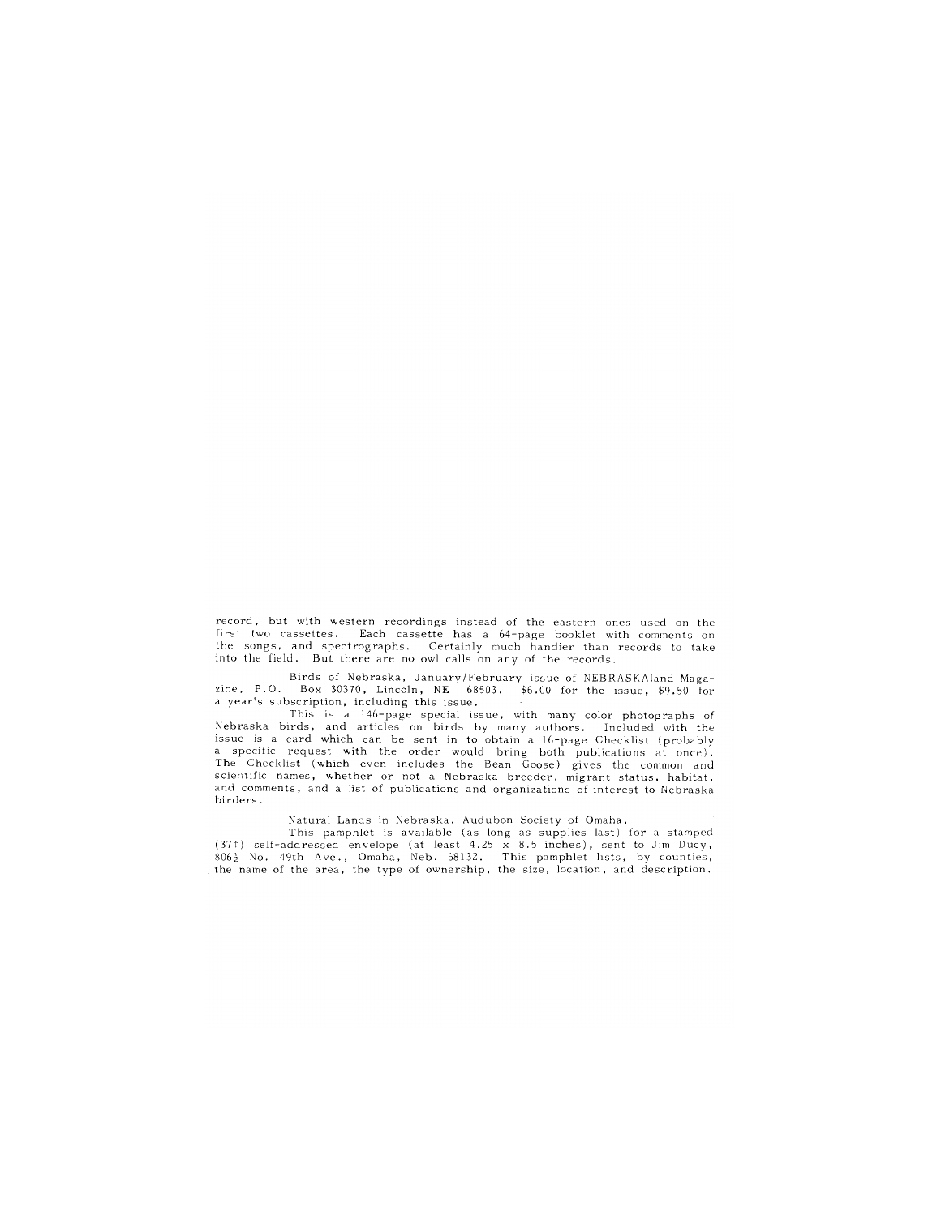record, but with western recordings instead of the eastern ones used on the first two cassettes. Each cassette has a 64-page booklet with comments on the songs, and spectrographs. Certainly much handier than records to take into the field. But there are no owl calls on any of the records.

Birds of Nebraska, January/February issue of NEBRASKAland Magazine, P.O. Box 30370, Lincoln, NE 68503. $6.00 for the issue, $9.50 for a year's subscription, including this issue.

This is a 146-page special issue, with many color photographs of Nebraska birds, and articles on birds by many authors. Included with the issue is a card which can be sent in to obtain a 16-page Checklist (probably a specific request with the order would bring both publications at once). The Checklist (which even includes the Bean Goose) gives the common and scientific names, whether or not a Nebraska breeder, migrant status, habitat, and comments, and a list of publications and organizations of interest to Nebraska birders.

Natural Lands in Nebraska, Audubon Society of Omaha,

This pamphlet is available (as long as supplies last) for a stamped (37¢) self-addressed envelope (at least 4.25 x 8.5 inches), sent to Jim Ducy, 806½ No. 49th Ave., Omaha, Neb. 68132. This pamphlet lists, by counties, the name of the area, the type of ownership, the size, location, and description.